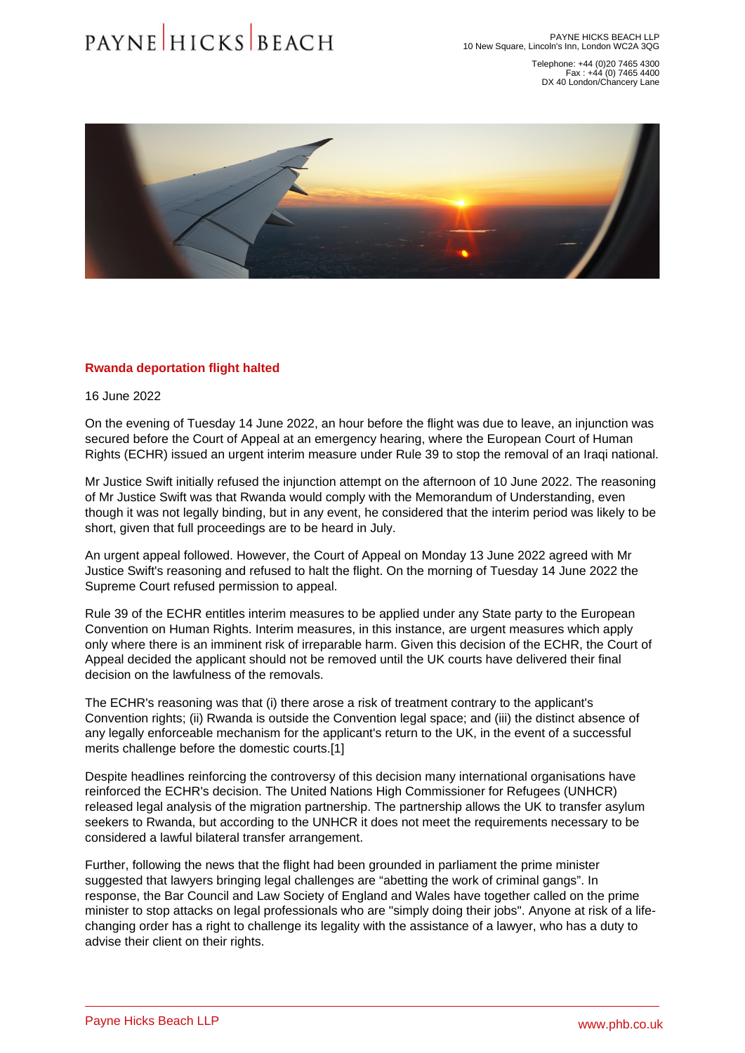## Rwanda deportation flight halted

16 June 2022

On the evening of Tuesday 14 June 2022, an hour before the flight was due to leave, an injunction was secured before the Court of Appeal at an emergency hearing, where the European Court of Human Rights (ECHR) issued an urgent interim measure under Rule 39 to stop the removal of an Iraqi national.

Mr Justice Swift initially refused the injunction attempt on the afternoon of 10 June 2022. The reasoning of Mr Justice Swift was that Rwanda would comply with the Memorandum of Understanding, even though it was not legally binding, but in any event, he considered that the interim period was likely to be short, given that full proceedings are to be heard in July.

An urgent appeal followed. However, the Court of Appeal on Monday 13 June 2022 agreed with Mr Justice Swift's reasoning and refused to halt the flight. On the morning of Tuesday 14 June 2022 the Supreme Court refused permission to appeal.

Rule 39 of the ECHR entitles interim measures to be applied under any State party to the European Convention on Human Rights. Interim measures, in this instance, are urgent measures which apply only where there is an imminent risk of irreparable harm. Given this decision of the ECHR, the Court of Appeal decided the applicant should not be removed until the UK courts have delivered their final decision on the lawfulness of the removals.

The ECHR's reasoning was that (i) there arose a risk of treatment contrary to the applicant's Convention rights; (ii) Rwanda is outside the Convention legal space; and (iii) the distinct absence of any legally enforceable mechanism for the applicant's return to the UK, in the event of a successful merits challenge before the domestic courts.[1]

Despite headlines reinforcing the controversy of this decision many international organisations have reinforced the ECHR's decision. The United Nations High Commissioner for Refugees (UNHCR) released legal analysis of the migration partnership. The partnership allows the UK to transfer asylum seekers to Rwanda, but according to the UNHCR it does not meet the requirements necessary to be considered a lawful bilateral transfer arrangement.

Further, following the news that the flight had been grounded in parliament the prime minister suggested that lawyers bringing legal challenges are "abetting the work of criminal gangs". In response, the Bar Council and Law Society of England and Wales have together called on the prime minister to stop attacks on legal professionals who are "simply doing their jobs". Anyone at risk of a life-changing order has a right to challenge its legality with the assistance of a lawyer, who has a duty to advise their client on their rights.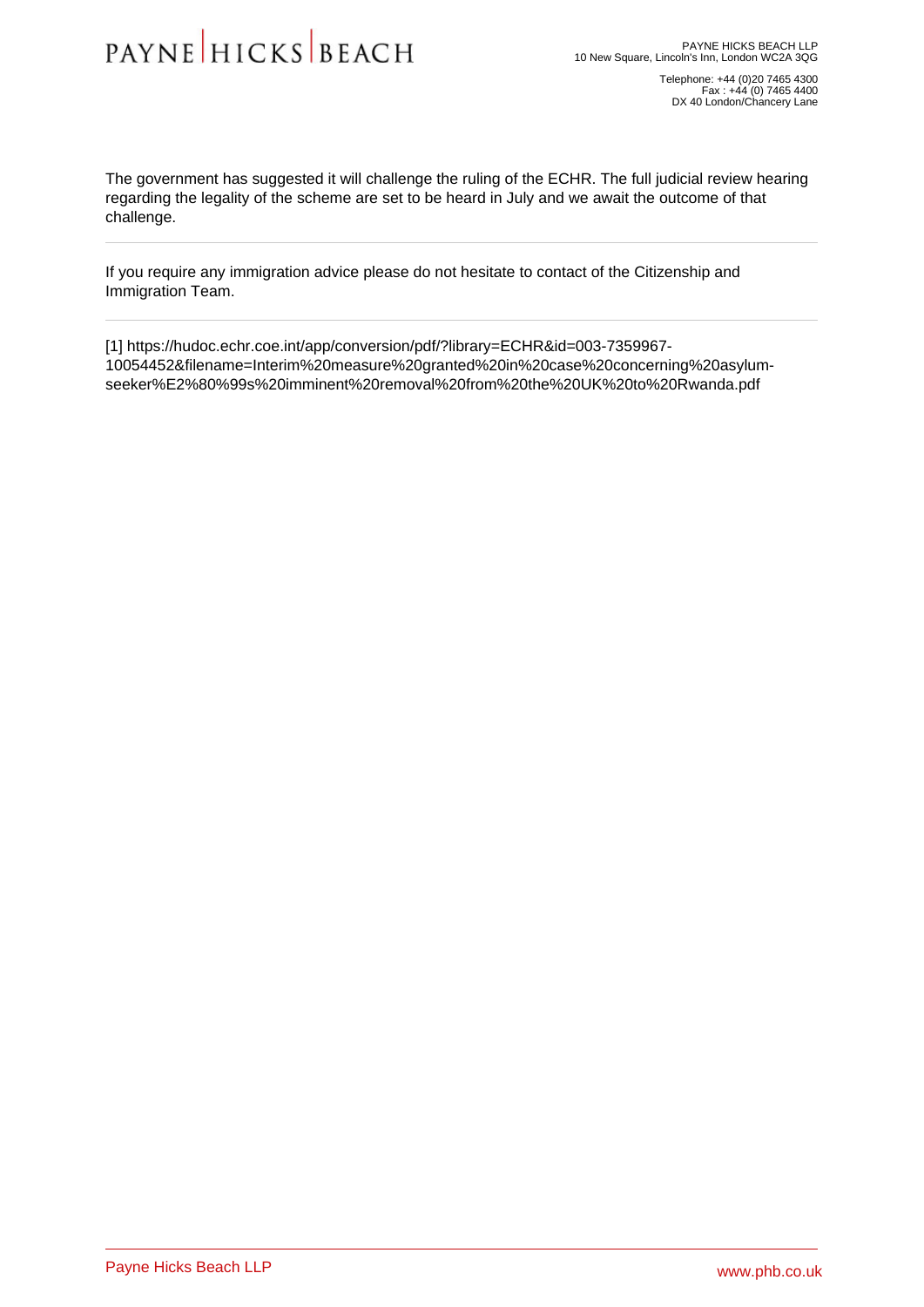The government has suggested it will challenge the ruling of the ECHR. The full judicial review hearing regarding the legality of the scheme are set to be heard in July and we await the outcome of that challenge.

---

If you require any immigration advice please do not hesitate to contact of the Citizenship and Immigration Team.

---

[1] https://hudoc.echr.coe.int/app/conversion/pdf/?library=ECHR&id=003-7359967-10054452&filename=Interim%20measure%20granted%20in%20case%20concerning%20asylum-seeker%E2%80%99s%20imminent%20removal%20from%20the%20UK%20to%20Rwanda.pdf